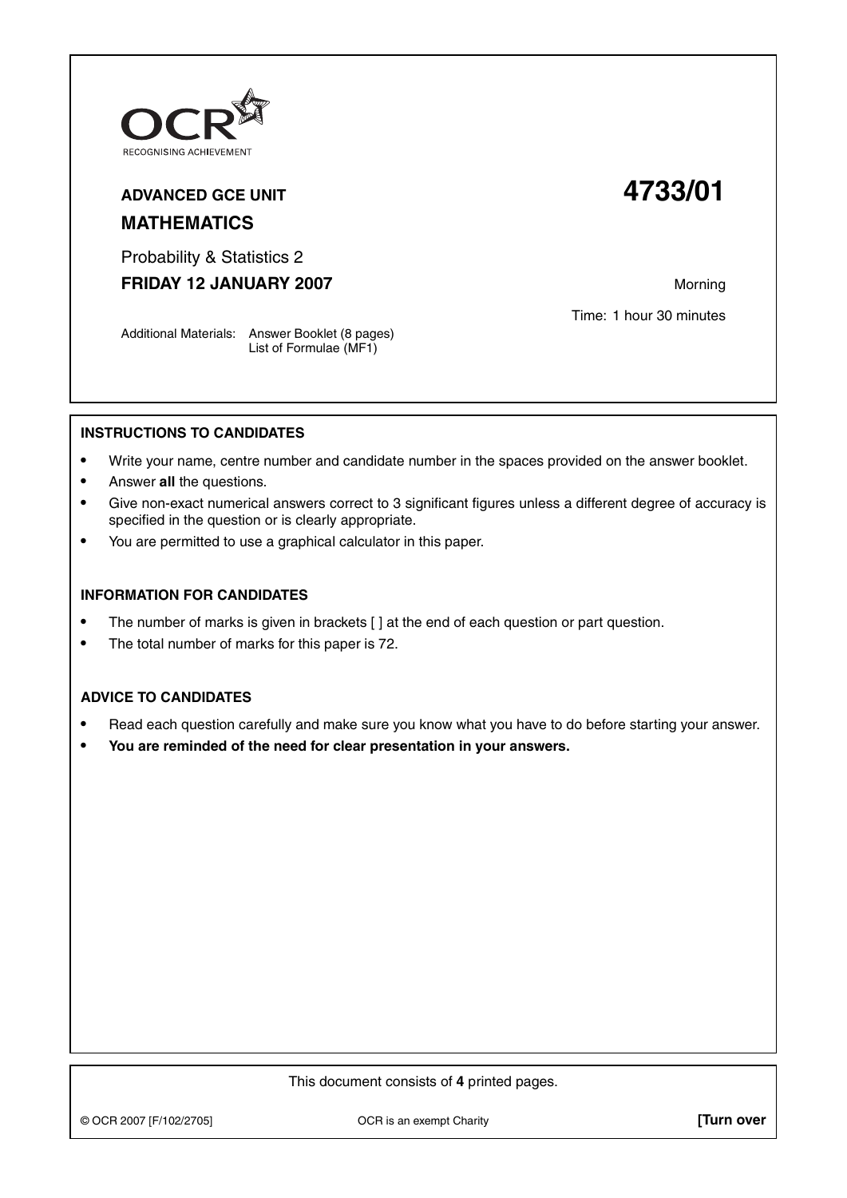OCR
RECOGNISING ACHIEVEMENT

**ADVANCED GCE UNIT** **4733/01**

**MATHEMATICS**

Probability & Statistics 2

**FRIDAY 12 JANUARY 2007** Morning

Time: 1 hour 30 minutes

Additional Materials: Answer Booklet (8 pages)
List of Formulae (MF1)

**INSTRUCTIONS TO CANDIDATES**

- Write your name, centre number and candidate number in the spaces provided on the answer booklet.
- Answer **all** the questions.
- Give non-exact numerical answers correct to 3 significant figures unless a different degree of accuracy is specified in the question or is clearly appropriate.
- You are permitted to use a graphical calculator in this paper.

**INFORMATION FOR CANDIDATES**

- The number of marks is given in brackets [ ] at the end of each question or part question.
- The total number of marks for this paper is 72.

**ADVICE TO CANDIDATES**

- Read each question carefully and make sure you know what you have to do before starting your answer.
- **You are reminded of the need for clear presentation in your answers.**

This document consists of **4** printed pages.

© OCR 2007 [F/102/2705] OCR is an exempt Charity **[Turn over**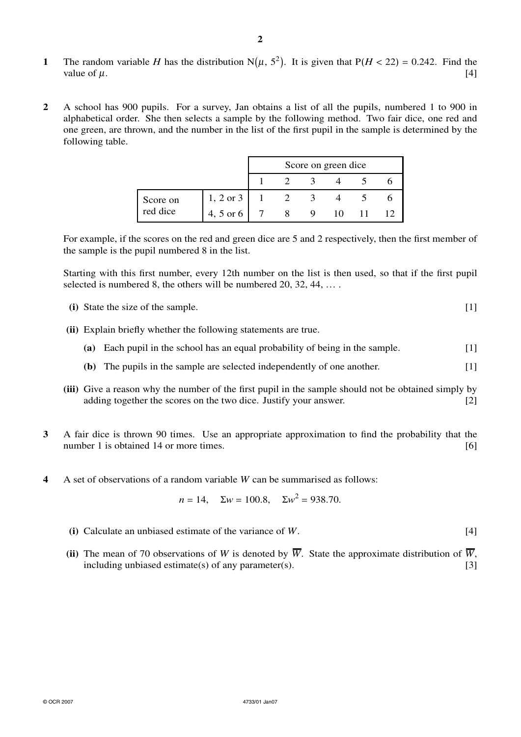**1** The random variable $H$ has the distribution $N(\mu, 5^2)$. It is given that $P(H < 22) = 0.242$. Find the value of $\mu$. [4]

**2** A school has 900 pupils. For a survey, Jan obtains a list of all the pupils, numbered 1 to 900 in alphabetical order. She then selects a sample by the following method. Two fair dice, one red and one green, are thrown, and the number in the list of the first pupil in the sample is determined by the following table.

| | | Score on green dice | | | | | |
|---|---|---|---|---|---|---|---|
| | | 1 | 2 | 3 | 4 | 5 | 6 |
| Score on red dice | 1, 2 or 3 | 1 | 2 | 3 | 4 | 5 | 6 |
| | 4, 5 or 6 | 7 | 8 | 9 | 10 | 11 | 12 |

For example, if the scores on the red and green dice are 5 and 2 respectively, then the first member of the sample is the pupil numbered 8 in the list.

Starting with this first number, every 12th number on the list is then used, so that if the first pupil selected is numbered 8, the others will be numbered 20, 32, 44, ... .

**(i)** State the size of the sample. [1]

**(ii)** Explain briefly whether the following statements are true.

**(a)** Each pupil in the school has an equal probability of being in the sample. [1]

**(b)** The pupils in the sample are selected independently of one another. [1]

**(iii)** Give a reason why the number of the first pupil in the sample should not be obtained simply by adding together the scores on the two dice. Justify your answer. [2]

**3** A fair dice is thrown 90 times. Use an appropriate approximation to find the probability that the number 1 is obtained 14 or more times. [6]

**4** A set of observations of a random variable $W$ can be summarised as follows:

$$n = 14, \quad \Sigma w = 100.8, \quad \Sigma w^2 = 938.70.$$

**(i)** Calculate an unbiased estimate of the variance of $W$. [4]

**(ii)** The mean of 70 observations of $W$ is denoted by $\overline{W}$. State the approximate distribution of $\overline{W}$, including unbiased estimate(s) of any parameter(s). [3]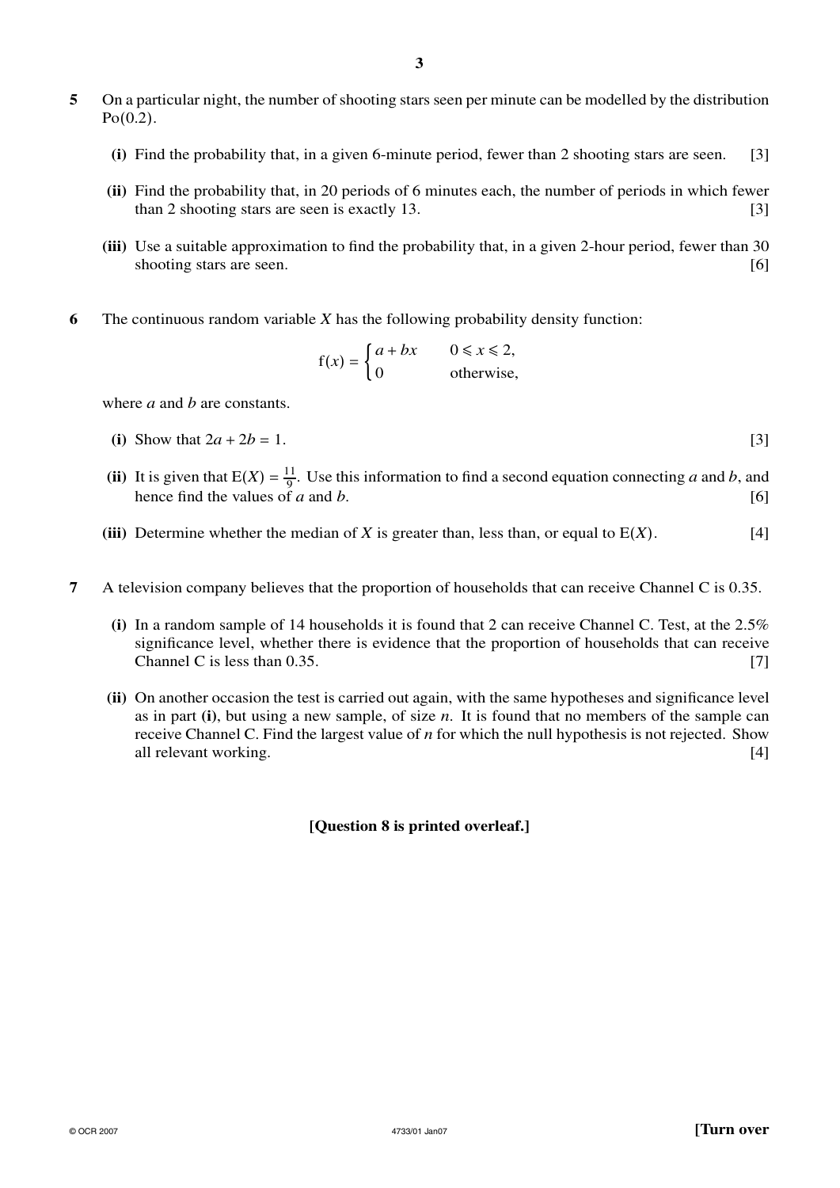**5** On a particular night, the number of shooting stars seen per minute can be modelled by the distribution Po(0.2).

**(i)** Find the probability that, in a given 6-minute period, fewer than 2 shooting stars are seen. [3]

**(ii)** Find the probability that, in 20 periods of 6 minutes each, the number of periods in which fewer than 2 shooting stars are seen is exactly 13. [3]

**(iii)** Use a suitable approximation to find the probability that, in a given 2-hour period, fewer than 30 shooting stars are seen. [6]

**6** The continuous random variable $X$ has the following probability density function:

$$\mathrm{f}(x) = \begin{cases} a + bx & 0 \leqslant x \leqslant 2, \\ 0 & \text{otherwise,} \end{cases}$$

where $a$ and $b$ are constants.

**(i)** Show that $2a + 2b = 1$. [3]

**(ii)** It is given that $\mathrm{E}(X) = \frac{11}{9}$. Use this information to find a second equation connecting $a$ and $b$, and hence find the values of $a$ and $b$. [6]

**(iii)** Determine whether the median of $X$ is greater than, less than, or equal to $\mathrm{E}(X)$. [4]

**7** A television company believes that the proportion of households that can receive Channel C is 0.35.

**(i)** In a random sample of 14 households it is found that 2 can receive Channel C. Test, at the 2.5% significance level, whether there is evidence that the proportion of households that can receive Channel C is less than 0.35. [7]

**(ii)** On another occasion the test is carried out again, with the same hypotheses and significance level as in part **(i)**, but using a new sample, of size $n$. It is found that no members of the sample can receive Channel C. Find the largest value of $n$ for which the null hypothesis is not rejected. Show all relevant working. [4]

**[Question 8 is printed overleaf.]**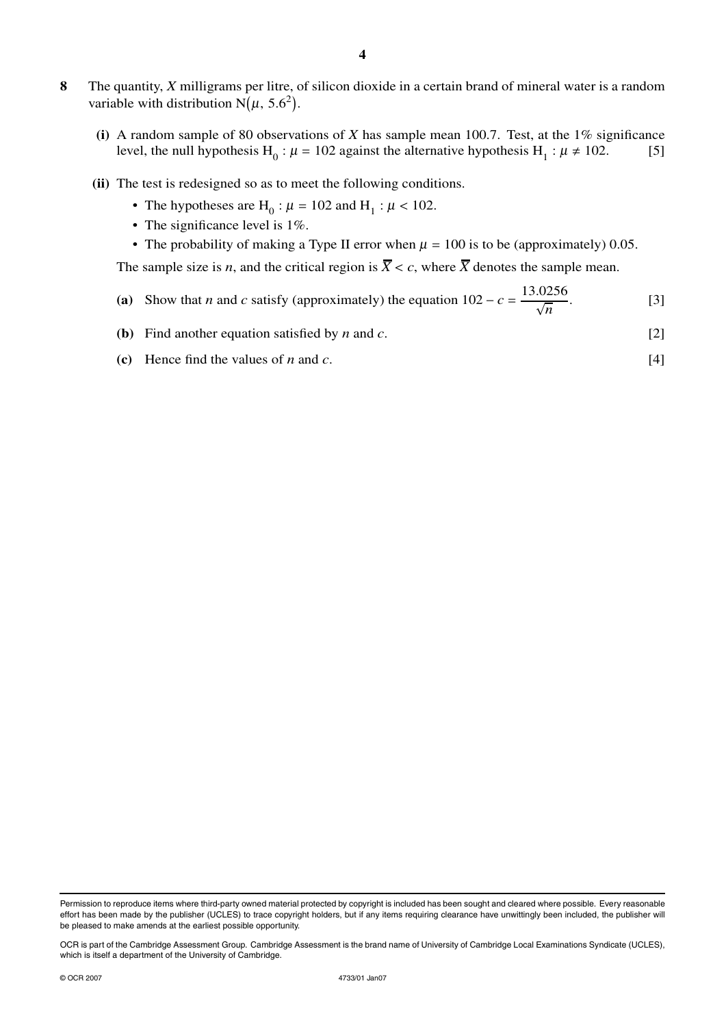**8** The quantity, $X$ milligrams per litre, of silicon dioxide in a certain brand of mineral water is a random variable with distribution $N(\mu, 5.6^2)$.

**(i)** A random sample of 80 observations of $X$ has sample mean 100.7. Test, at the 1% significance level, the null hypothesis $H_0 : \mu = 102$ against the alternative hypothesis $H_1 : \mu \neq 102$. [5]

**(ii)** The test is redesigned so as to meet the following conditions.

- The hypotheses are $H_0 : \mu = 102$ and $H_1 : \mu < 102$.
- The significance level is 1%.
- The probability of making a Type II error when $\mu = 100$ is to be (approximately) 0.05.

The sample size is $n$, and the critical region is $\overline{X} < c$, where $\overline{X}$ denotes the sample mean.

**(a)** Show that $n$ and $c$ satisfy (approximately) the equation $102 - c = \dfrac{13.0256}{\sqrt{n}}$. [3]

**(b)** Find another equation satisfied by $n$ and $c$. [2]

**(c)** Hence find the values of $n$ and $c$. [4]

Permission to reproduce items where third-party owned material protected by copyright is included has been sought and cleared where possible. Every reasonable effort has been made by the publisher (UCLES) to trace copyright holders, but if any items requiring clearance have unwittingly been included, the publisher will be pleased to make amends at the earliest possible opportunity.

OCR is part of the Cambridge Assessment Group. Cambridge Assessment is the brand name of University of Cambridge Local Examinations Syndicate (UCLES), which is itself a department of the University of Cambridge.

© OCR 2007 4733/01 Jan07